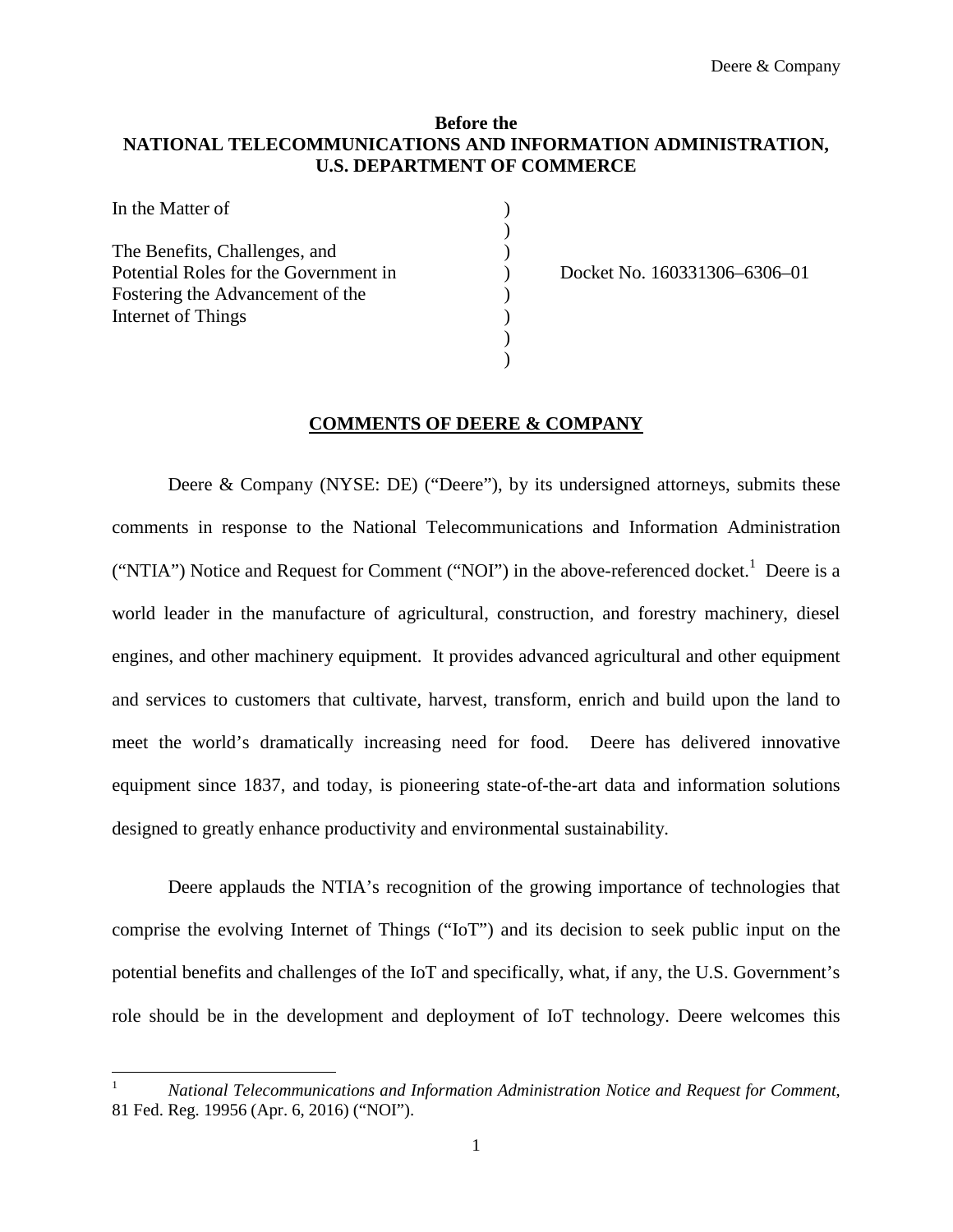**Before the**
**NATIONAL TELECOMMUNICATIONS AND INFORMATION ADMINISTRATION,**
**U.S. DEPARTMENT OF COMMERCE**

| | | |
|---|---|---|
| In the Matter of | ) | |
| | ) | |
| The Benefits, Challenges, and | ) | |
| Potential Roles for the Government in | ) | Docket No. 160331306–6306–01 |
| Fostering the Advancement of the | ) | |
| Internet of Things | ) | |
| | ) | |
| | ) | |

## COMMENTS OF DEERE & COMPANY

Deere & Company (NYSE: DE) ("Deere"), by its undersigned attorneys, submits these comments in response to the National Telecommunications and Information Administration ("NTIA") Notice and Request for Comment ("NOI") in the above-referenced docket.[1] Deere is a world leader in the manufacture of agricultural, construction, and forestry machinery, diesel engines, and other machinery equipment. It provides advanced agricultural and other equipment and services to customers that cultivate, harvest, transform, enrich and build upon the land to meet the world's dramatically increasing need for food. Deere has delivered innovative equipment since 1837, and today, is pioneering state-of-the-art data and information solutions designed to greatly enhance productivity and environmental sustainability.

Deere applauds the NTIA's recognition of the growing importance of technologies that comprise the evolving Internet of Things ("IoT") and its decision to seek public input on the potential benefits and challenges of the IoT and specifically, what, if any, the U.S. Government's role should be in the development and deployment of IoT technology. Deere welcomes this

---

[1] *National Telecommunications and Information Administration Notice and Request for Comment*, 81 Fed. Reg. 19956 (Apr. 6, 2016) ("NOI").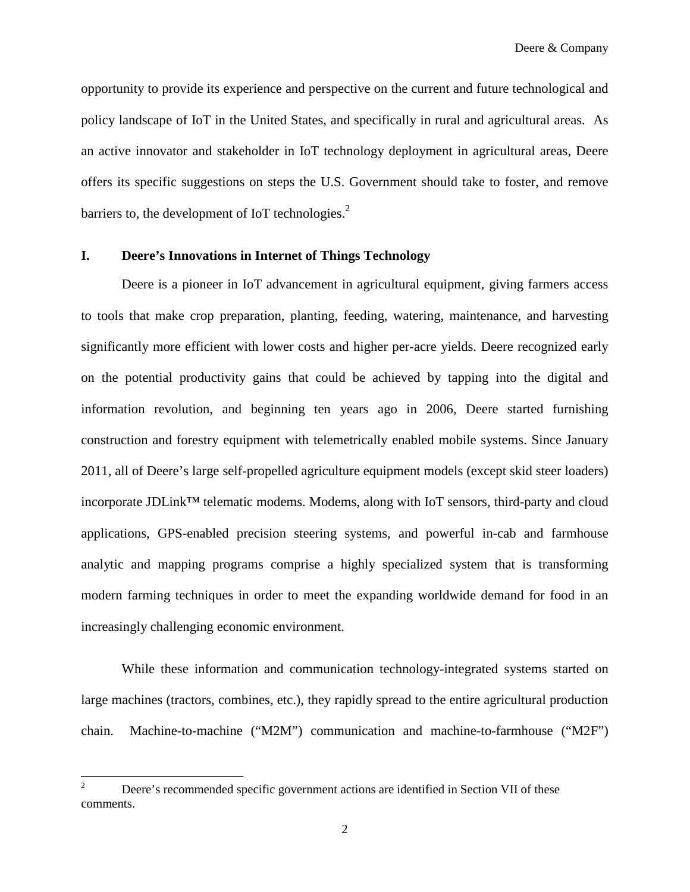opportunity to provide its experience and perspective on the current and future technological and policy landscape of IoT in the United States, and specifically in rural and agricultural areas. As an active innovator and stakeholder in IoT technology deployment in agricultural areas, Deere offers its specific suggestions on steps the U.S. Government should take to foster, and remove barriers to, the development of IoT technologies.[2]

## I. Deere's Innovations in Internet of Things Technology

Deere is a pioneer in IoT advancement in agricultural equipment, giving farmers access to tools that make crop preparation, planting, feeding, watering, maintenance, and harvesting significantly more efficient with lower costs and higher per-acre yields. Deere recognized early on the potential productivity gains that could be achieved by tapping into the digital and information revolution, and beginning ten years ago in 2006, Deere started furnishing construction and forestry equipment with telemetrically enabled mobile systems. Since January 2011, all of Deere's large self-propelled agriculture equipment models (except skid steer loaders) incorporate JDLink™ telematic modems. Modems, along with IoT sensors, third-party and cloud applications, GPS-enabled precision steering systems, and powerful in-cab and farmhouse analytic and mapping programs comprise a highly specialized system that is transforming modern farming techniques in order to meet the expanding worldwide demand for food in an increasingly challenging economic environment.

While these information and communication technology-integrated systems started on large machines (tractors, combines, etc.), they rapidly spread to the entire agricultural production chain. Machine-to-machine ("M2M") communication and machine-to-farmhouse ("M2F")

---

[2] Deere's recommended specific government actions are identified in Section VII of these comments.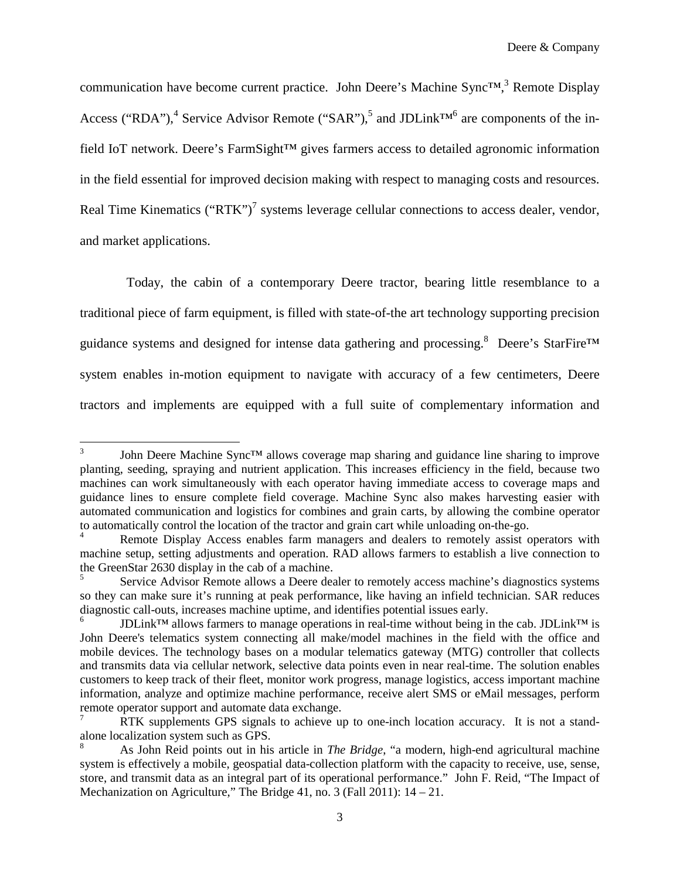communication have become current practice. John Deere's Machine Sync™,[3] Remote Display Access ("RDA"),[4] Service Advisor Remote ("SAR"),[5] and JDLink™[6] are components of the in-field IoT network. Deere's FarmSight™ gives farmers access to detailed agronomic information in the field essential for improved decision making with respect to managing costs and resources. Real Time Kinematics ("RTK")[7] systems leverage cellular connections to access dealer, vendor, and market applications.

Today, the cabin of a contemporary Deere tractor, bearing little resemblance to a traditional piece of farm equipment, is filled with state-of-the art technology supporting precision guidance systems and designed for intense data gathering and processing.[8] Deere's StarFire™ system enables in-motion equipment to navigate with accuracy of a few centimeters, Deere tractors and implements are equipped with a full suite of complementary information and

---

[3] John Deere Machine Sync™ allows coverage map sharing and guidance line sharing to improve planting, seeding, spraying and nutrient application. This increases efficiency in the field, because two machines can work simultaneously with each operator having immediate access to coverage maps and guidance lines to ensure complete field coverage. Machine Sync also makes harvesting easier with automated communication and logistics for combines and grain carts, by allowing the combine operator to automatically control the location of the tractor and grain cart while unloading on-the-go.

[4] Remote Display Access enables farm managers and dealers to remotely assist operators with machine setup, setting adjustments and operation. RAD allows farmers to establish a live connection to the GreenStar 2630 display in the cab of a machine.

[5] Service Advisor Remote allows a Deere dealer to remotely access machine's diagnostics systems so they can make sure it's running at peak performance, like having an infield technician. SAR reduces diagnostic call-outs, increases machine uptime, and identifies potential issues early.

[6] JDLink™ allows farmers to manage operations in real-time without being in the cab. JDLink™ is John Deere's telematics system connecting all make/model machines in the field with the office and mobile devices. The technology bases on a modular telematics gateway (MTG) controller that collects and transmits data via cellular network, selective data points even in near real-time. The solution enables customers to keep track of their fleet, monitor work progress, manage logistics, access important machine information, analyze and optimize machine performance, receive alert SMS or eMail messages, perform remote operator support and automate data exchange.

[7] RTK supplements GPS signals to achieve up to one-inch location accuracy. It is not a stand-alone localization system such as GPS.

[8] As John Reid points out in his article in *The Bridge*, "a modern, high-end agricultural machine system is effectively a mobile, geospatial data-collection platform with the capacity to receive, use, sense, store, and transmit data as an integral part of its operational performance." John F. Reid, "The Impact of Mechanization on Agriculture," The Bridge 41, no. 3 (Fall 2011): 14 – 21.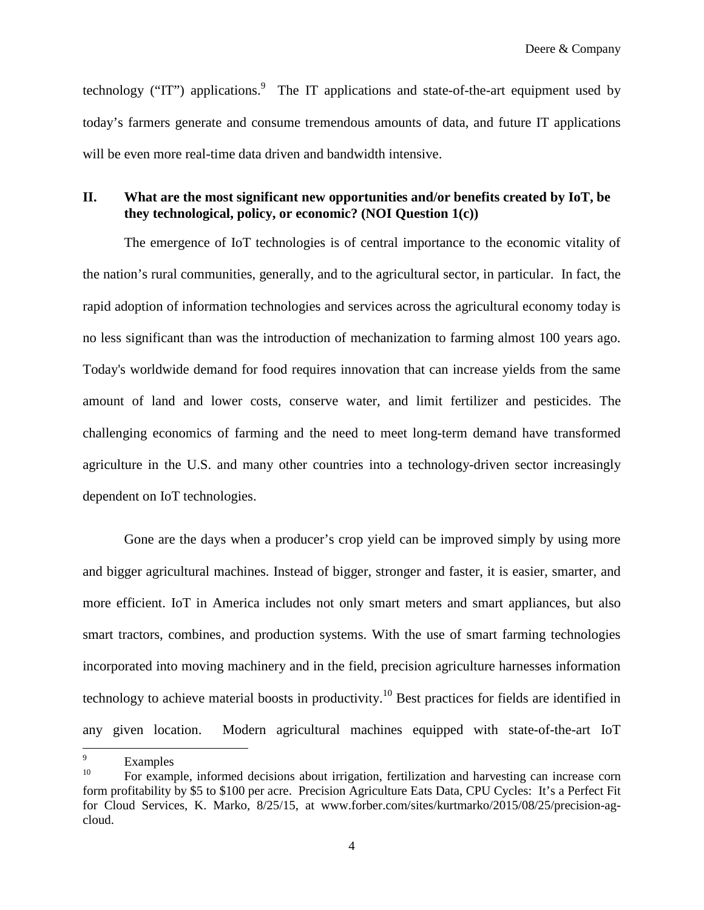technology ("IT") applications.[9] The IT applications and state-of-the-art equipment used by today's farmers generate and consume tremendous amounts of data, and future IT applications will be even more real-time data driven and bandwidth intensive.

## II. What are the most significant new opportunities and/or benefits created by IoT, be they technological, policy, or economic? (NOI Question 1(c))

The emergence of IoT technologies is of central importance to the economic vitality of the nation's rural communities, generally, and to the agricultural sector, in particular. In fact, the rapid adoption of information technologies and services across the agricultural economy today is no less significant than was the introduction of mechanization to farming almost 100 years ago. Today's worldwide demand for food requires innovation that can increase yields from the same amount of land and lower costs, conserve water, and limit fertilizer and pesticides. The challenging economics of farming and the need to meet long-term demand have transformed agriculture in the U.S. and many other countries into a technology-driven sector increasingly dependent on IoT technologies.

Gone are the days when a producer's crop yield can be improved simply by using more and bigger agricultural machines. Instead of bigger, stronger and faster, it is easier, smarter, and more efficient. IoT in America includes not only smart meters and smart appliances, but also smart tractors, combines, and production systems. With the use of smart farming technologies incorporated into moving machinery and in the field, precision agriculture harnesses information technology to achieve material boosts in productivity.[10] Best practices for fields are identified in any given location. Modern agricultural machines equipped with state-of-the-art IoT

---

[9] Examples

[10] For example, informed decisions about irrigation, fertilization and harvesting can increase corn form profitability by $5 to $100 per acre. Precision Agriculture Eats Data, CPU Cycles: It's a Perfect Fit for Cloud Services, K. Marko, 8/25/15, at www.forber.com/sites/kurtmarko/2015/08/25/precision-ag-cloud.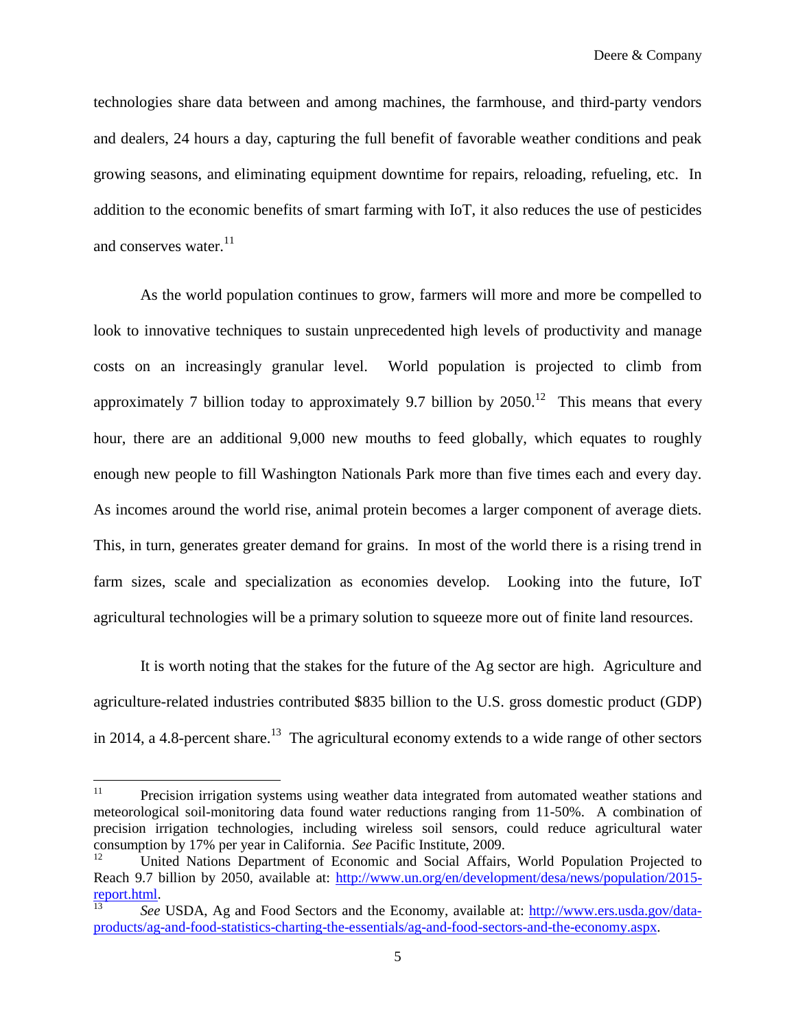technologies share data between and among machines, the farmhouse, and third-party vendors and dealers, 24 hours a day, capturing the full benefit of favorable weather conditions and peak growing seasons, and eliminating equipment downtime for repairs, reloading, refueling, etc. In addition to the economic benefits of smart farming with IoT, it also reduces the use of pesticides and conserves water.[11]

As the world population continues to grow, farmers will more and more be compelled to look to innovative techniques to sustain unprecedented high levels of productivity and manage costs on an increasingly granular level. World population is projected to climb from approximately 7 billion today to approximately 9.7 billion by 2050.[12] This means that every hour, there are an additional 9,000 new mouths to feed globally, which equates to roughly enough new people to fill Washington Nationals Park more than five times each and every day. As incomes around the world rise, animal protein becomes a larger component of average diets. This, in turn, generates greater demand for grains. In most of the world there is a rising trend in farm sizes, scale and specialization as economies develop. Looking into the future, IoT agricultural technologies will be a primary solution to squeeze more out of finite land resources.

It is worth noting that the stakes for the future of the Ag sector are high. Agriculture and agriculture-related industries contributed $835 billion to the U.S. gross domestic product (GDP) in 2014, a 4.8-percent share.[13] The agricultural economy extends to a wide range of other sectors

---

[11] Precision irrigation systems using weather data integrated from automated weather stations and meteorological soil-monitoring data found water reductions ranging from 11-50%. A combination of precision irrigation technologies, including wireless soil sensors, could reduce agricultural water consumption by 17% per year in California. *See* Pacific Institute, 2009.

[12] United Nations Department of Economic and Social Affairs, World Population Projected to Reach 9.7 billion by 2050, available at: http://www.un.org/en/development/desa/news/population/2015-report.html.

[13] *See* USDA, Ag and Food Sectors and the Economy, available at: http://www.ers.usda.gov/data-products/ag-and-food-statistics-charting-the-essentials/ag-and-food-sectors-and-the-economy.aspx.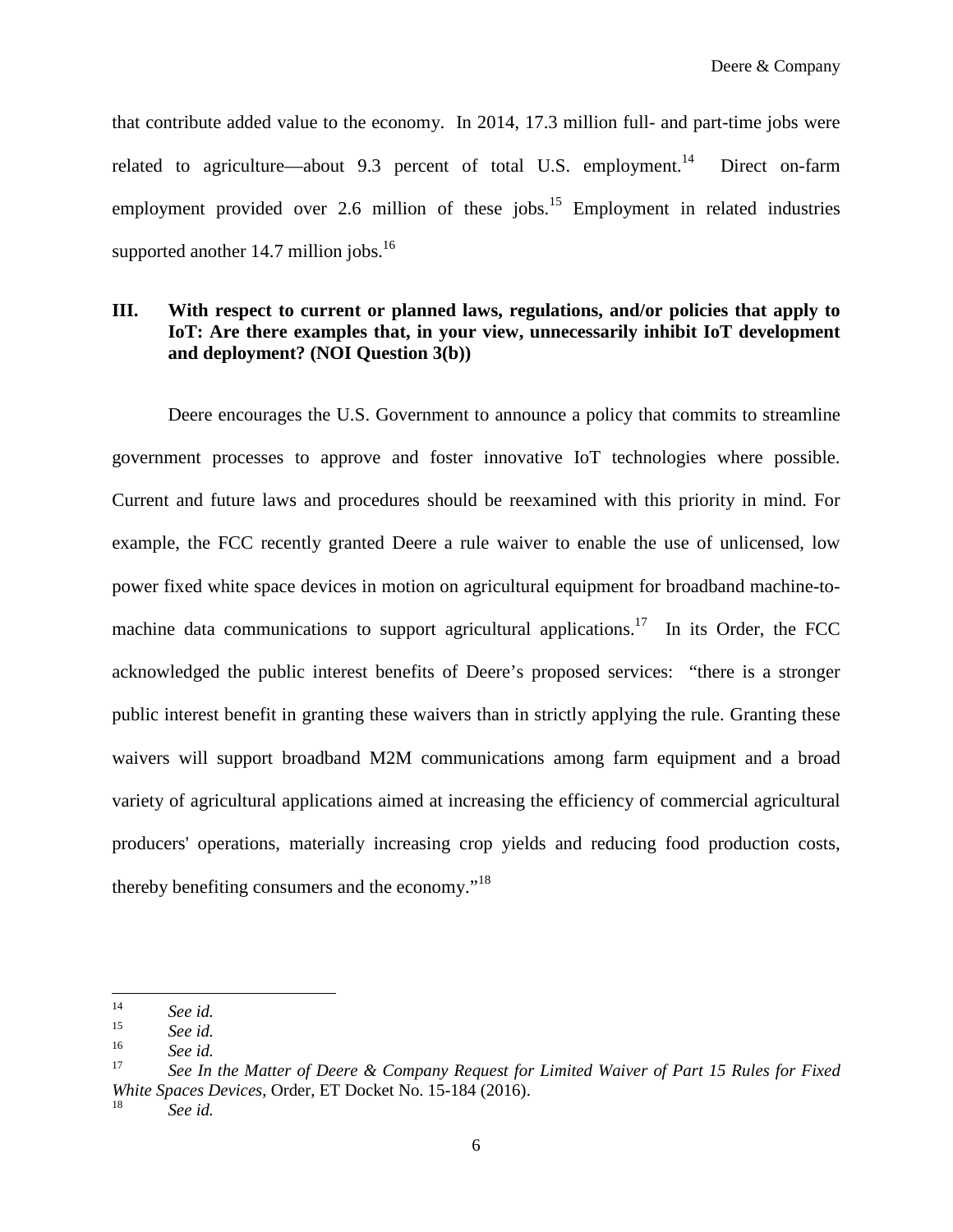that contribute added value to the economy. In 2014, 17.3 million full- and part-time jobs were related to agriculture—about 9.3 percent of total U.S. employment.[14] Direct on-farm employment provided over 2.6 million of these jobs.[15] Employment in related industries supported another 14.7 million jobs.[16]

## III. With respect to current or planned laws, regulations, and/or policies that apply to IoT: Are there examples that, in your view, unnecessarily inhibit IoT development and deployment? (NOI Question 3(b))

Deere encourages the U.S. Government to announce a policy that commits to streamline government processes to approve and foster innovative IoT technologies where possible. Current and future laws and procedures should be reexamined with this priority in mind. For example, the FCC recently granted Deere a rule waiver to enable the use of unlicensed, low power fixed white space devices in motion on agricultural equipment for broadband machine-to-machine data communications to support agricultural applications.[17] In its Order, the FCC acknowledged the public interest benefits of Deere's proposed services: "there is a stronger public interest benefit in granting these waivers than in strictly applying the rule. Granting these waivers will support broadband M2M communications among farm equipment and a broad variety of agricultural applications aimed at increasing the efficiency of commercial agricultural producers' operations, materially increasing crop yields and reducing food production costs, thereby benefiting consumers and the economy."[18]

---

[14] *See id.*

[15] *See id.*

[16] *See id.*

[17] *See In the Matter of Deere & Company Request for Limited Waiver of Part 15 Rules for Fixed White Spaces Devices*, Order, ET Docket No. 15-184 (2016).

[18] *See id.*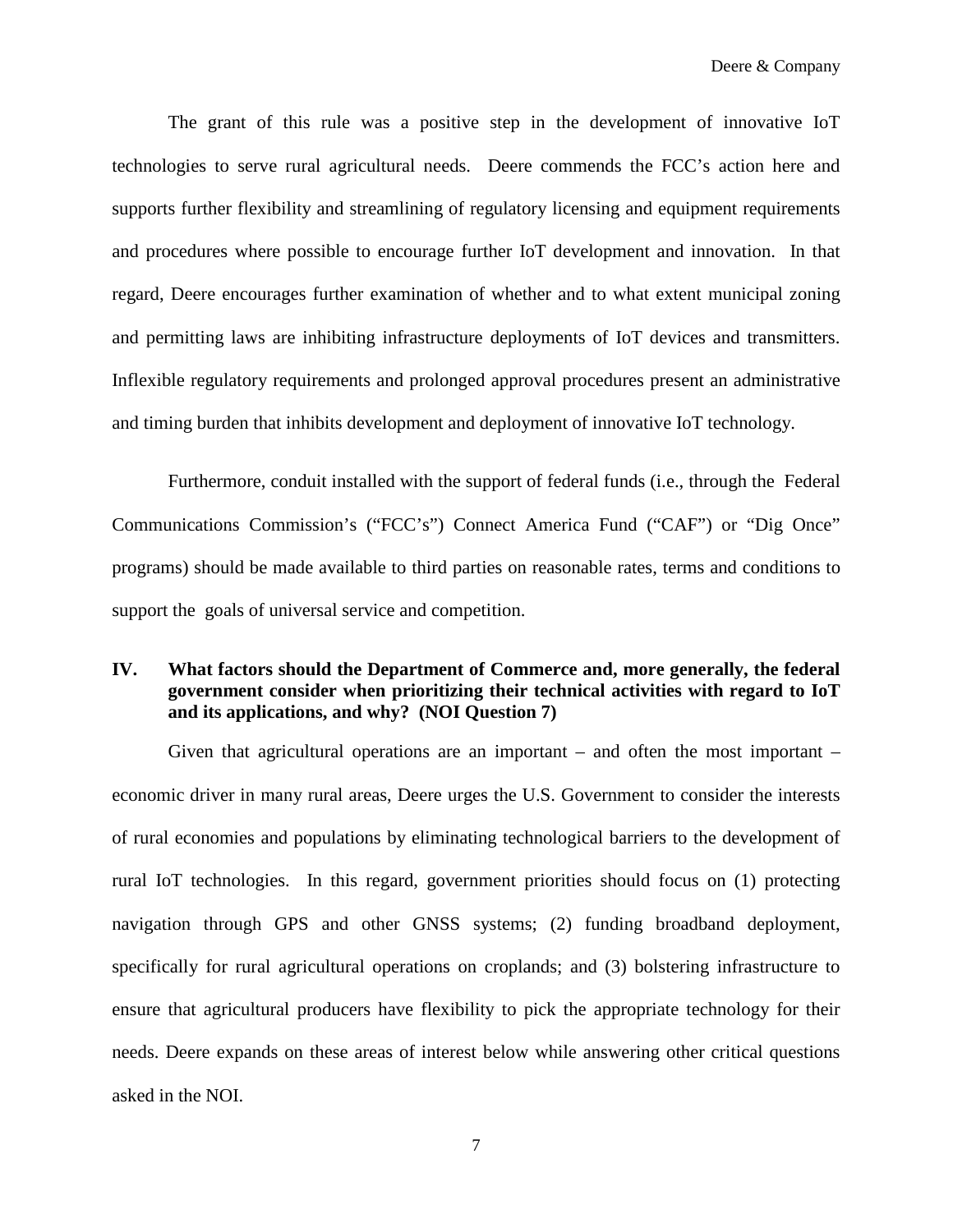The grant of this rule was a positive step in the development of innovative IoT technologies to serve rural agricultural needs. Deere commends the FCC's action here and supports further flexibility and streamlining of regulatory licensing and equipment requirements and procedures where possible to encourage further IoT development and innovation. In that regard, Deere encourages further examination of whether and to what extent municipal zoning and permitting laws are inhibiting infrastructure deployments of IoT devices and transmitters. Inflexible regulatory requirements and prolonged approval procedures present an administrative and timing burden that inhibits development and deployment of innovative IoT technology.

Furthermore, conduit installed with the support of federal funds (i.e., through the Federal Communications Commission's ("FCC's") Connect America Fund ("CAF") or "Dig Once" programs) should be made available to third parties on reasonable rates, terms and conditions to support the goals of universal service and competition.

## IV. What factors should the Department of Commerce and, more generally, the federal government consider when prioritizing their technical activities with regard to IoT and its applications, and why? (NOI Question 7)

Given that agricultural operations are an important – and often the most important – economic driver in many rural areas, Deere urges the U.S. Government to consider the interests of rural economies and populations by eliminating technological barriers to the development of rural IoT technologies. In this regard, government priorities should focus on (1) protecting navigation through GPS and other GNSS systems; (2) funding broadband deployment, specifically for rural agricultural operations on croplands; and (3) bolstering infrastructure to ensure that agricultural producers have flexibility to pick the appropriate technology for their needs. Deere expands on these areas of interest below while answering other critical questions asked in the NOI.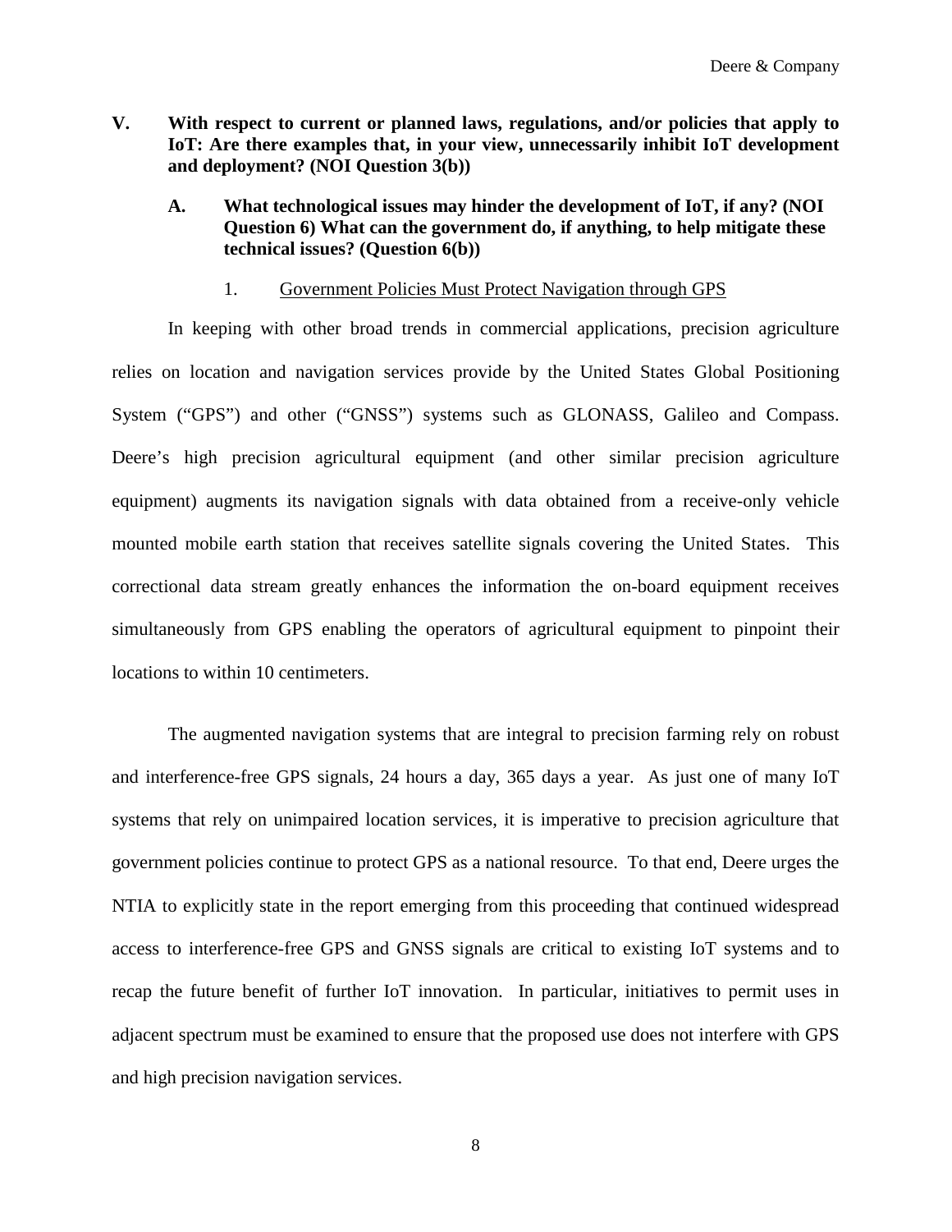## V. With respect to current or planned laws, regulations, and/or policies that apply to IoT: Are there examples that, in your view, unnecessarily inhibit IoT development and deployment? (NOI Question 3(b))

### A. What technological issues may hinder the development of IoT, if any? (NOI Question 6) What can the government do, if anything, to help mitigate these technical issues? (Question 6(b))

#### 1. Government Policies Must Protect Navigation through GPS

In keeping with other broad trends in commercial applications, precision agriculture relies on location and navigation services provide by the United States Global Positioning System ("GPS") and other ("GNSS") systems such as GLONASS, Galileo and Compass. Deere's high precision agricultural equipment (and other similar precision agriculture equipment) augments its navigation signals with data obtained from a receive-only vehicle mounted mobile earth station that receives satellite signals covering the United States. This correctional data stream greatly enhances the information the on-board equipment receives simultaneously from GPS enabling the operators of agricultural equipment to pinpoint their locations to within 10 centimeters.

The augmented navigation systems that are integral to precision farming rely on robust and interference-free GPS signals, 24 hours a day, 365 days a year. As just one of many IoT systems that rely on unimpaired location services, it is imperative to precision agriculture that government policies continue to protect GPS as a national resource. To that end, Deere urges the NTIA to explicitly state in the report emerging from this proceeding that continued widespread access to interference-free GPS and GNSS signals are critical to existing IoT systems and to recap the future benefit of further IoT innovation. In particular, initiatives to permit uses in adjacent spectrum must be examined to ensure that the proposed use does not interfere with GPS and high precision navigation services.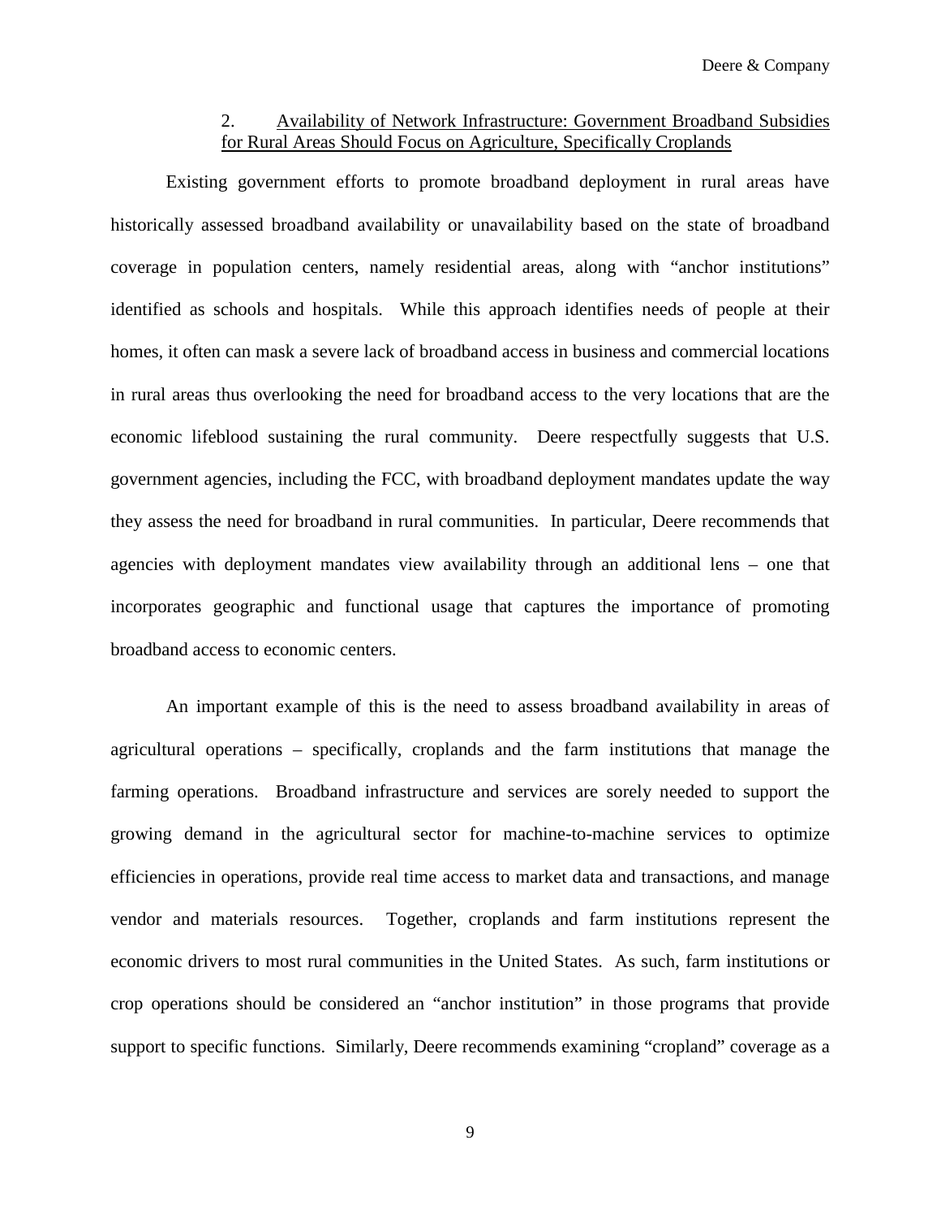### 2. Availability of Network Infrastructure: Government Broadband Subsidies for Rural Areas Should Focus on Agriculture, Specifically Croplands

Existing government efforts to promote broadband deployment in rural areas have historically assessed broadband availability or unavailability based on the state of broadband coverage in population centers, namely residential areas, along with "anchor institutions" identified as schools and hospitals. While this approach identifies needs of people at their homes, it often can mask a severe lack of broadband access in business and commercial locations in rural areas thus overlooking the need for broadband access to the very locations that are the economic lifeblood sustaining the rural community. Deere respectfully suggests that U.S. government agencies, including the FCC, with broadband deployment mandates update the way they assess the need for broadband in rural communities. In particular, Deere recommends that agencies with deployment mandates view availability through an additional lens – one that incorporates geographic and functional usage that captures the importance of promoting broadband access to economic centers.

An important example of this is the need to assess broadband availability in areas of agricultural operations – specifically, croplands and the farm institutions that manage the farming operations. Broadband infrastructure and services are sorely needed to support the growing demand in the agricultural sector for machine-to-machine services to optimize efficiencies in operations, provide real time access to market data and transactions, and manage vendor and materials resources. Together, croplands and farm institutions represent the economic drivers to most rural communities in the United States. As such, farm institutions or crop operations should be considered an "anchor institution" in those programs that provide support to specific functions. Similarly, Deere recommends examining "cropland" coverage as a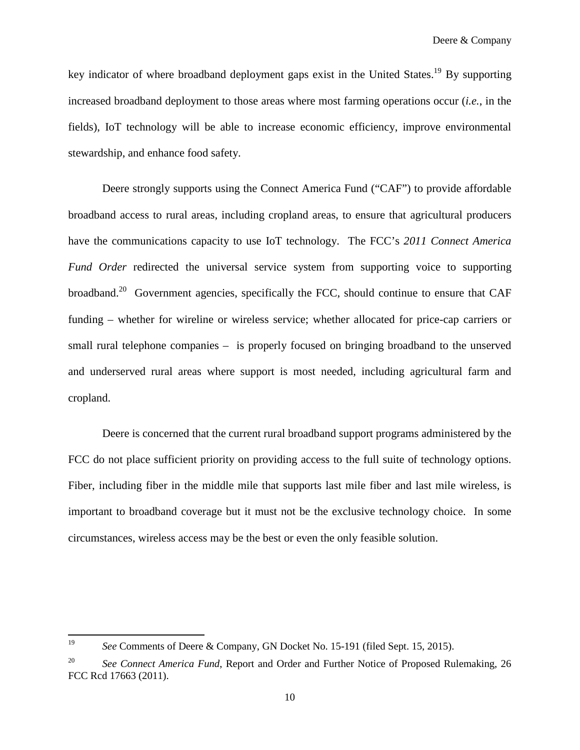key indicator of where broadband deployment gaps exist in the United States.[19] By supporting increased broadband deployment to those areas where most farming operations occur (*i.e.*, in the fields), IoT technology will be able to increase economic efficiency, improve environmental stewardship, and enhance food safety.

Deere strongly supports using the Connect America Fund ("CAF") to provide affordable broadband access to rural areas, including cropland areas, to ensure that agricultural producers have the communications capacity to use IoT technology. The FCC's *2011 Connect America Fund Order* redirected the universal service system from supporting voice to supporting broadband.[20] Government agencies, specifically the FCC, should continue to ensure that CAF funding – whether for wireline or wireless service; whether allocated for price-cap carriers or small rural telephone companies – is properly focused on bringing broadband to the unserved and underserved rural areas where support is most needed, including agricultural farm and cropland.

Deere is concerned that the current rural broadband support programs administered by the FCC do not place sufficient priority on providing access to the full suite of technology options. Fiber, including fiber in the middle mile that supports last mile fiber and last mile wireless, is important to broadband coverage but it must not be the exclusive technology choice. In some circumstances, wireless access may be the best or even the only feasible solution.

---

[19] *See* Comments of Deere & Company, GN Docket No. 15-191 (filed Sept. 15, 2015).

[20] *See Connect America Fund*, Report and Order and Further Notice of Proposed Rulemaking, 26 FCC Rcd 17663 (2011).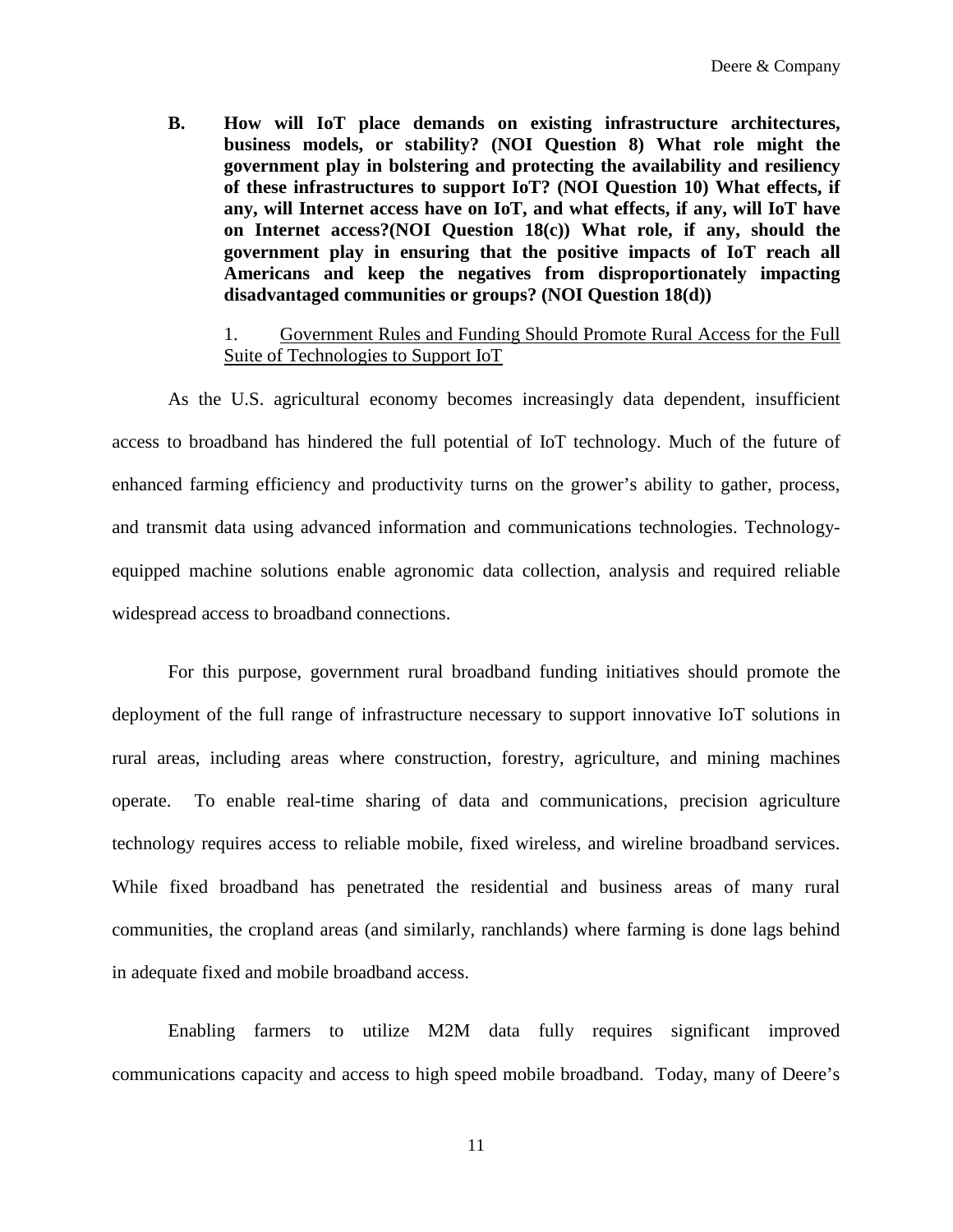**B. How will IoT place demands on existing infrastructure architectures, business models, or stability? (NOI Question 8) What role might the government play in bolstering and protecting the availability and resiliency of these infrastructures to support IoT? (NOI Question 10) What effects, if any, will Internet access have on IoT, and what effects, if any, will IoT have on Internet access?(NOI Question 18(c)) What role, if any, should the government play in ensuring that the positive impacts of IoT reach all Americans and keep the negatives from disproportionately impacting disadvantaged communities or groups? (NOI Question 18(d))**

1. <u>Government Rules and Funding Should Promote Rural Access for the Full Suite of Technologies to Support IoT</u>

As the U.S. agricultural economy becomes increasingly data dependent, insufficient access to broadband has hindered the full potential of IoT technology. Much of the future of enhanced farming efficiency and productivity turns on the grower's ability to gather, process, and transmit data using advanced information and communications technologies. Technology-equipped machine solutions enable agronomic data collection, analysis and required reliable widespread access to broadband connections.

For this purpose, government rural broadband funding initiatives should promote the deployment of the full range of infrastructure necessary to support innovative IoT solutions in rural areas, including areas where construction, forestry, agriculture, and mining machines operate. To enable real-time sharing of data and communications, precision agriculture technology requires access to reliable mobile, fixed wireless, and wireline broadband services. While fixed broadband has penetrated the residential and business areas of many rural communities, the cropland areas (and similarly, ranchlands) where farming is done lags behind in adequate fixed and mobile broadband access.

Enabling farmers to utilize M2M data fully requires significant improved communications capacity and access to high speed mobile broadband. Today, many of Deere's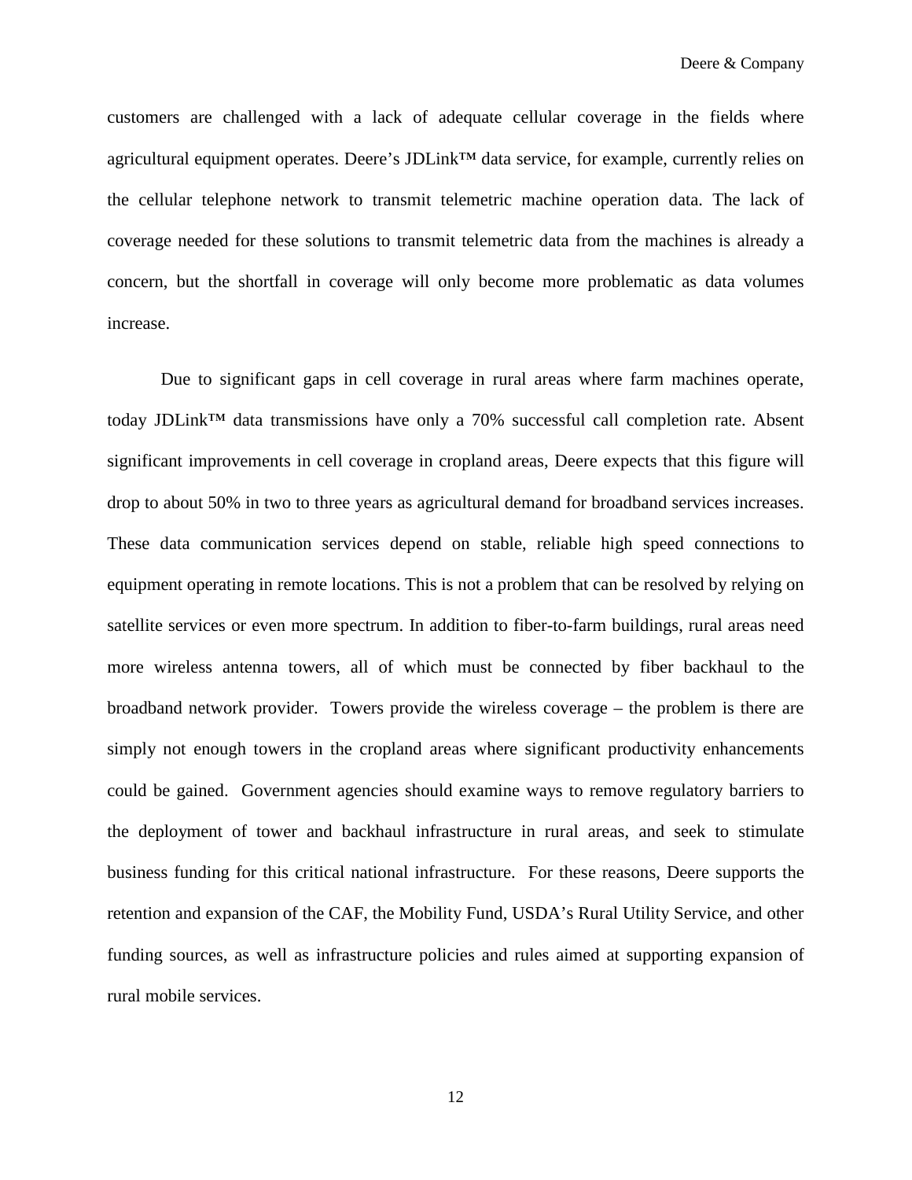customers are challenged with a lack of adequate cellular coverage in the fields where agricultural equipment operates. Deere's JDLink™ data service, for example, currently relies on the cellular telephone network to transmit telemetric machine operation data. The lack of coverage needed for these solutions to transmit telemetric data from the machines is already a concern, but the shortfall in coverage will only become more problematic as data volumes increase.

Due to significant gaps in cell coverage in rural areas where farm machines operate, today JDLink™ data transmissions have only a 70% successful call completion rate. Absent significant improvements in cell coverage in cropland areas, Deere expects that this figure will drop to about 50% in two to three years as agricultural demand for broadband services increases. These data communication services depend on stable, reliable high speed connections to equipment operating in remote locations. This is not a problem that can be resolved by relying on satellite services or even more spectrum. In addition to fiber-to-farm buildings, rural areas need more wireless antenna towers, all of which must be connected by fiber backhaul to the broadband network provider. Towers provide the wireless coverage – the problem is there are simply not enough towers in the cropland areas where significant productivity enhancements could be gained. Government agencies should examine ways to remove regulatory barriers to the deployment of tower and backhaul infrastructure in rural areas, and seek to stimulate business funding for this critical national infrastructure. For these reasons, Deere supports the retention and expansion of the CAF, the Mobility Fund, USDA's Rural Utility Service, and other funding sources, as well as infrastructure policies and rules aimed at supporting expansion of rural mobile services.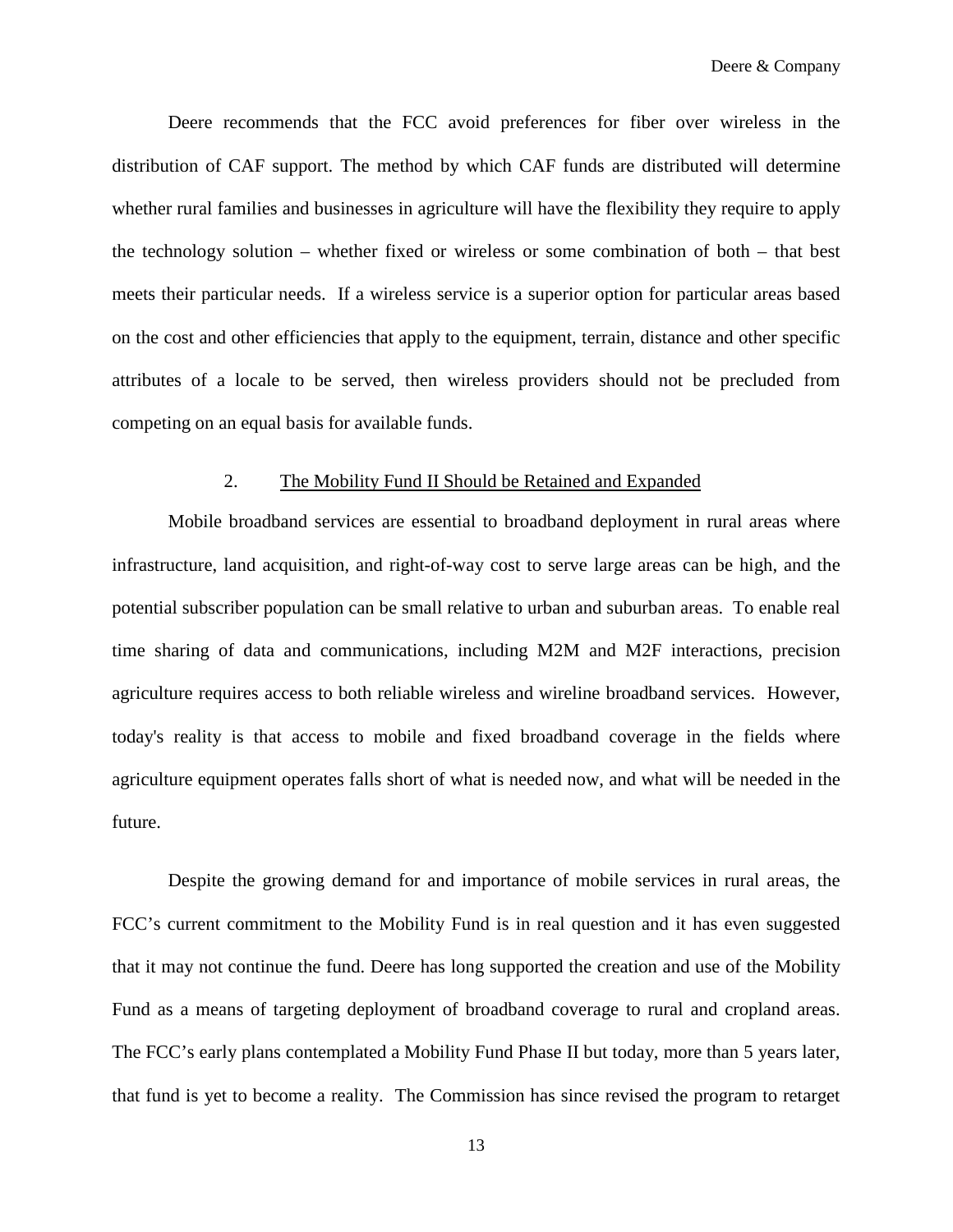Deere recommends that the FCC avoid preferences for fiber over wireless in the distribution of CAF support. The method by which CAF funds are distributed will determine whether rural families and businesses in agriculture will have the flexibility they require to apply the technology solution – whether fixed or wireless or some combination of both – that best meets their particular needs. If a wireless service is a superior option for particular areas based on the cost and other efficiencies that apply to the equipment, terrain, distance and other specific attributes of a locale to be served, then wireless providers should not be precluded from competing on an equal basis for available funds.

### 2. The Mobility Fund II Should be Retained and Expanded

Mobile broadband services are essential to broadband deployment in rural areas where infrastructure, land acquisition, and right-of-way cost to serve large areas can be high, and the potential subscriber population can be small relative to urban and suburban areas. To enable real time sharing of data and communications, including M2M and M2F interactions, precision agriculture requires access to both reliable wireless and wireline broadband services. However, today's reality is that access to mobile and fixed broadband coverage in the fields where agriculture equipment operates falls short of what is needed now, and what will be needed in the future.

Despite the growing demand for and importance of mobile services in rural areas, the FCC's current commitment to the Mobility Fund is in real question and it has even suggested that it may not continue the fund. Deere has long supported the creation and use of the Mobility Fund as a means of targeting deployment of broadband coverage to rural and cropland areas. The FCC's early plans contemplated a Mobility Fund Phase II but today, more than 5 years later, that fund is yet to become a reality. The Commission has since revised the program to retarget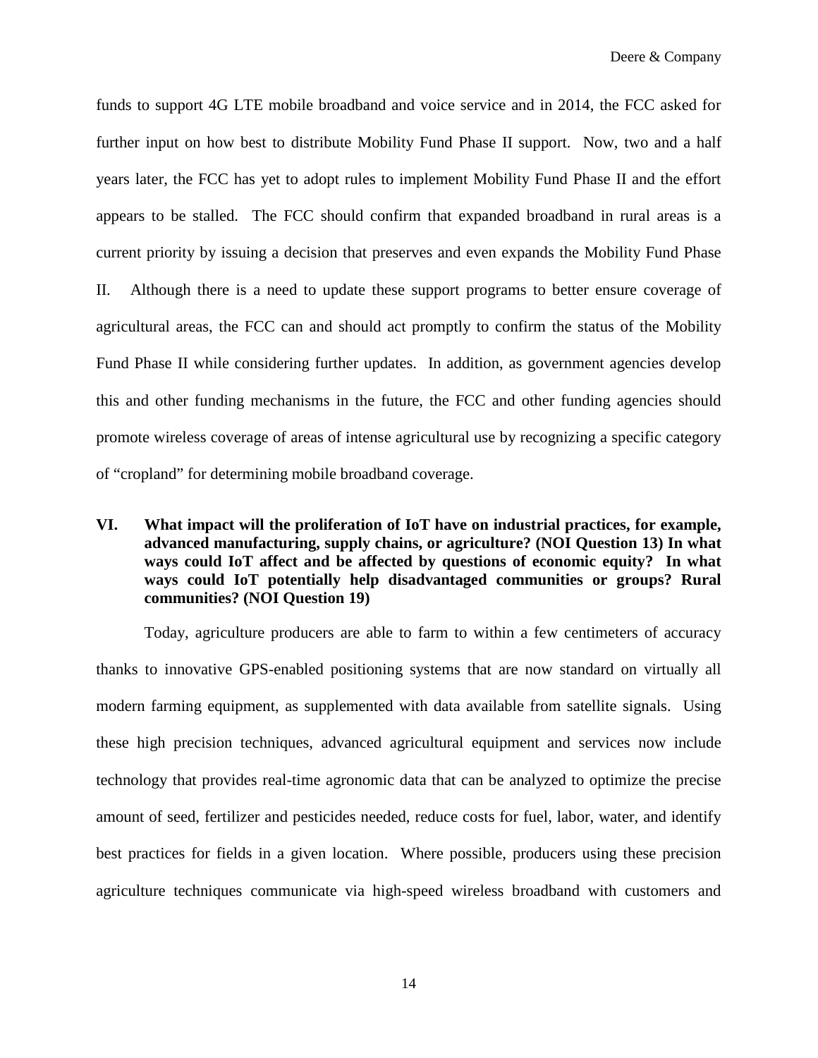funds to support 4G LTE mobile broadband and voice service and in 2014, the FCC asked for further input on how best to distribute Mobility Fund Phase II support. Now, two and a half years later, the FCC has yet to adopt rules to implement Mobility Fund Phase II and the effort appears to be stalled. The FCC should confirm that expanded broadband in rural areas is a current priority by issuing a decision that preserves and even expands the Mobility Fund Phase II. Although there is a need to update these support programs to better ensure coverage of agricultural areas, the FCC can and should act promptly to confirm the status of the Mobility Fund Phase II while considering further updates. In addition, as government agencies develop this and other funding mechanisms in the future, the FCC and other funding agencies should promote wireless coverage of areas of intense agricultural use by recognizing a specific category of "cropland" for determining mobile broadband coverage.

## VI. What impact will the proliferation of IoT have on industrial practices, for example, advanced manufacturing, supply chains, or agriculture? (NOI Question 13) In what ways could IoT affect and be affected by questions of economic equity? In what ways could IoT potentially help disadvantaged communities or groups? Rural communities? (NOI Question 19)

Today, agriculture producers are able to farm to within a few centimeters of accuracy thanks to innovative GPS-enabled positioning systems that are now standard on virtually all modern farming equipment, as supplemented with data available from satellite signals. Using these high precision techniques, advanced agricultural equipment and services now include technology that provides real-time agronomic data that can be analyzed to optimize the precise amount of seed, fertilizer and pesticides needed, reduce costs for fuel, labor, water, and identify best practices for fields in a given location. Where possible, producers using these precision agriculture techniques communicate via high-speed wireless broadband with customers and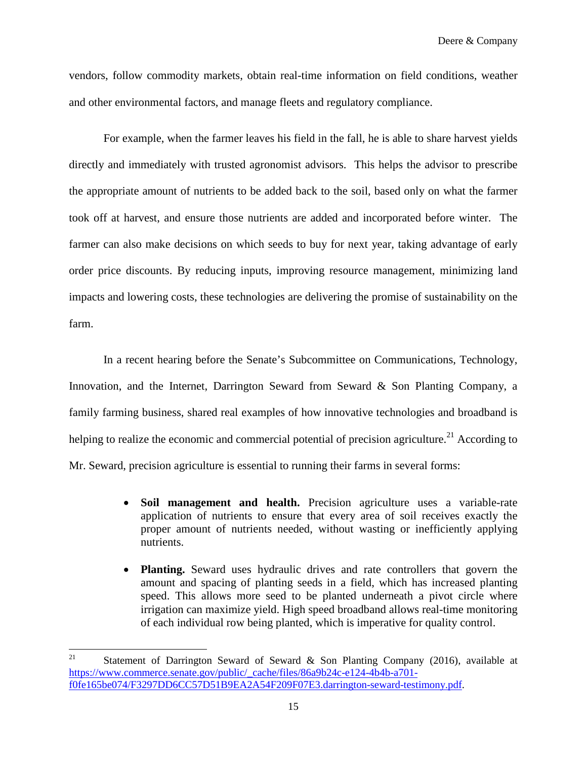vendors, follow commodity markets, obtain real-time information on field conditions, weather and other environmental factors, and manage fleets and regulatory compliance.

For example, when the farmer leaves his field in the fall, he is able to share harvest yields directly and immediately with trusted agronomist advisors. This helps the advisor to prescribe the appropriate amount of nutrients to be added back to the soil, based only on what the farmer took off at harvest, and ensure those nutrients are added and incorporated before winter. The farmer can also make decisions on which seeds to buy for next year, taking advantage of early order price discounts. By reducing inputs, improving resource management, minimizing land impacts and lowering costs, these technologies are delivering the promise of sustainability on the farm.

In a recent hearing before the Senate's Subcommittee on Communications, Technology, Innovation, and the Internet, Darrington Seward from Seward & Son Planting Company, a family farming business, shared real examples of how innovative technologies and broadband is helping to realize the economic and commercial potential of precision agriculture.[21] According to Mr. Seward, precision agriculture is essential to running their farms in several forms:

- **Soil management and health.** Precision agriculture uses a variable-rate application of nutrients to ensure that every area of soil receives exactly the proper amount of nutrients needed, without wasting or inefficiently applying nutrients.

- **Planting.** Seward uses hydraulic drives and rate controllers that govern the amount and spacing of planting seeds in a field, which has increased planting speed. This allows more seed to be planted underneath a pivot circle where irrigation can maximize yield. High speed broadband allows real-time monitoring of each individual row being planted, which is imperative for quality control.

---

[21] Statement of Darrington Seward of Seward & Son Planting Company (2016), available at https://www.commerce.senate.gov/public/_cache/files/86a9b24c-e124-4b4b-a701-f0fe165be074/F3297DD6CC57D51B9EA2A54F209F07E3.darrington-seward-testimony.pdf.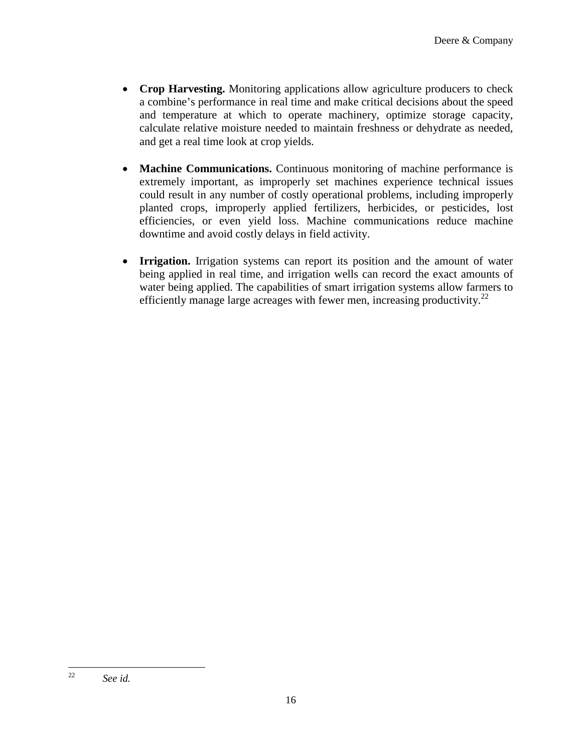- **Crop Harvesting.** Monitoring applications allow agriculture producers to check a combine's performance in real time and make critical decisions about the speed and temperature at which to operate machinery, optimize storage capacity, calculate relative moisture needed to maintain freshness or dehydrate as needed, and get a real time look at crop yields.

- **Machine Communications.** Continuous monitoring of machine performance is extremely important, as improperly set machines experience technical issues could result in any number of costly operational problems, including improperly planted crops, improperly applied fertilizers, herbicides, or pesticides, lost efficiencies, or even yield loss. Machine communications reduce machine downtime and avoid costly delays in field activity.

- **Irrigation.** Irrigation systems can report its position and the amount of water being applied in real time, and irrigation wells can record the exact amounts of water being applied. The capabilities of smart irrigation systems allow farmers to efficiently manage large acreages with fewer men, increasing productivity.[22]

---

[22] *See id.*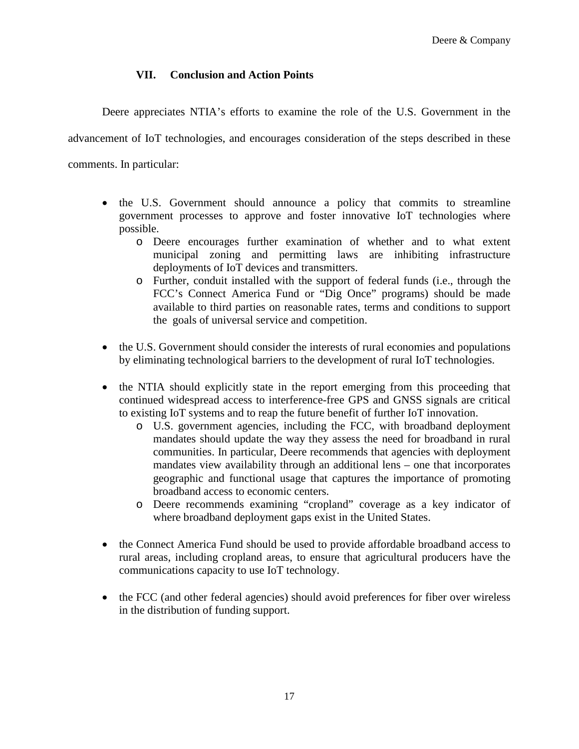## VII. Conclusion and Action Points

Deere appreciates NTIA's efforts to examine the role of the U.S. Government in the advancement of IoT technologies, and encourages consideration of the steps described in these comments. In particular:

- the U.S. Government should announce a policy that commits to streamline government processes to approve and foster innovative IoT technologies where possible.
  - Deere encourages further examination of whether and to what extent municipal zoning and permitting laws are inhibiting infrastructure deployments of IoT devices and transmitters.
  - Further, conduit installed with the support of federal funds (i.e., through the FCC's Connect America Fund or "Dig Once" programs) should be made available to third parties on reasonable rates, terms and conditions to support the goals of universal service and competition.

- the U.S. Government should consider the interests of rural economies and populations by eliminating technological barriers to the development of rural IoT technologies.

- the NTIA should explicitly state in the report emerging from this proceeding that continued widespread access to interference-free GPS and GNSS signals are critical to existing IoT systems and to reap the future benefit of further IoT innovation.
  - U.S. government agencies, including the FCC, with broadband deployment mandates should update the way they assess the need for broadband in rural communities. In particular, Deere recommends that agencies with deployment mandates view availability through an additional lens – one that incorporates geographic and functional usage that captures the importance of promoting broadband access to economic centers.
  - Deere recommends examining "cropland" coverage as a key indicator of where broadband deployment gaps exist in the United States.

- the Connect America Fund should be used to provide affordable broadband access to rural areas, including cropland areas, to ensure that agricultural producers have the communications capacity to use IoT technology.

- the FCC (and other federal agencies) should avoid preferences for fiber over wireless in the distribution of funding support.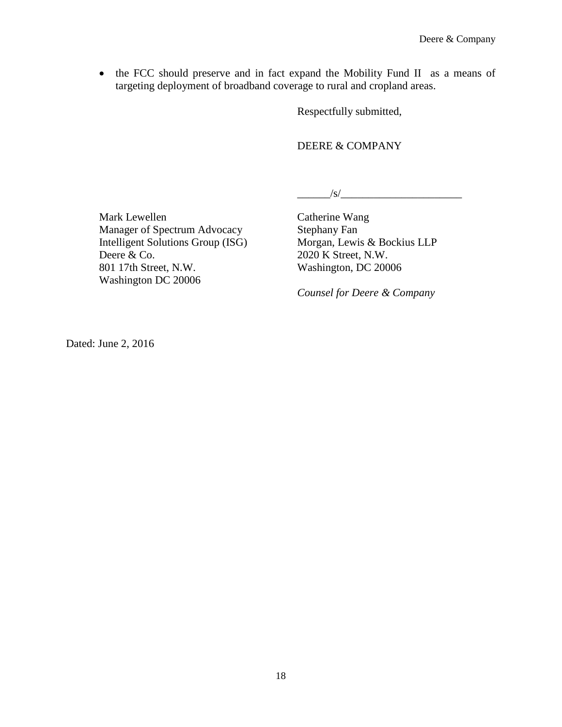- the FCC should preserve and in fact expand the Mobility Fund II as a means of targeting deployment of broadband coverage to rural and cropland areas.

Respectfully submitted,

DEERE & COMPANY

______/s/______________________

Mark Lewellen
Manager of Spectrum Advocacy
Intelligent Solutions Group (ISG)
Deere & Co.
801 17th Street, N.W.
Washington DC 20006

Catherine Wang
Stephany Fan
Morgan, Lewis & Bockius LLP
2020 K Street, N.W.
Washington, DC 20006

*Counsel for Deere & Company*

Dated: June 2, 2016